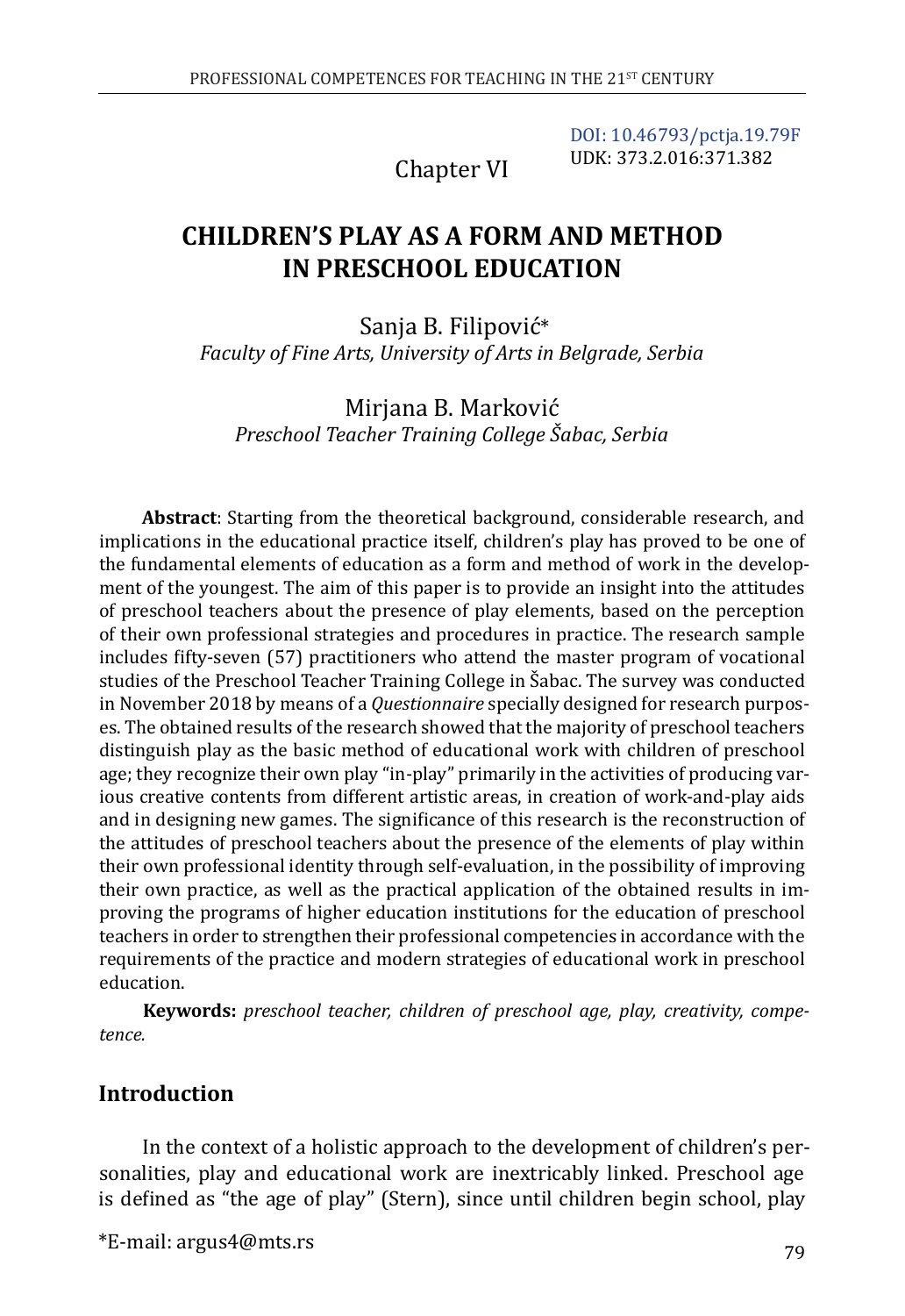DOI: 10.46793/pctja.19.79F
UDK: 373.2.016:371.382

Chapter VI

# CHILDREN'S PLAY AS A FORM AND METHOD IN PRESCHOOL EDUCATION

Sanja B. Filipović*
*Faculty of Fine Arts, University of Arts in Belgrade, Serbia*

Mirjana B. Marković
*Preschool Teacher Training College Šabac, Serbia*

**Abstract**: Starting from the theoretical background, considerable research, and implications in the educational practice itself, children's play has proved to be one of the fundamental elements of education as a form and method of work in the development of the youngest. The aim of this paper is to provide an insight into the attitudes of preschool teachers about the presence of play elements, based on the perception of their own professional strategies and procedures in practice. The research sample includes fifty-seven (57) practitioners who attend the master program of vocational studies of the Preschool Teacher Training College in Šabac. The survey was conducted in November 2018 by means of a *Questionnaire* specially designed for research purposes. The obtained results of the research showed that the majority of preschool teachers distinguish play as the basic method of educational work with children of preschool age; they recognize their own play "in-play" primarily in the activities of producing various creative contents from different artistic areas, in creation of work-and-play aids and in designing new games. The significance of this research is the reconstruction of the attitudes of preschool teachers about the presence of the elements of play within their own professional identity through self-evaluation, in the possibility of improving their own practice, as well as the practical application of the obtained results in improving the programs of higher education institutions for the education of preschool teachers in order to strengthen their professional competencies in accordance with the requirements of the practice and modern strategies of educational work in preschool education.

**Keywords:** *preschool teacher, children of preschool age, play, creativity, competence.*

## Introduction

In the context of a holistic approach to the development of children's personalities, play and educational work are inextricably linked. Preschool age is defined as "the age of play" (Stern), since until children begin school, play

*E-mail: argus4@mts.rs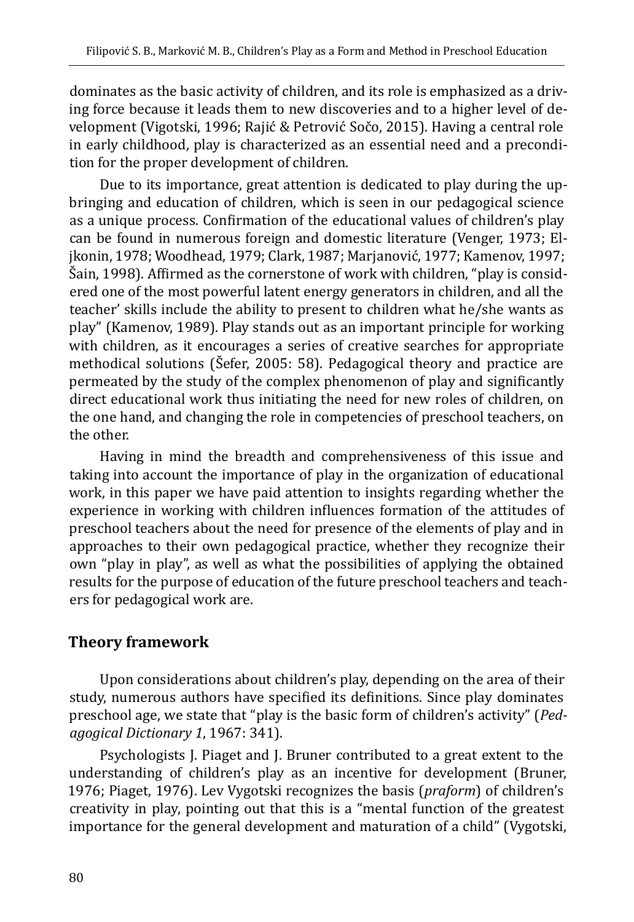dominates as the basic activity of children, and its role is emphasized as a driving force because it leads them to new discoveries and to a higher level of development (Vigotski, 1996; Rajić & Petrović Sočo, 2015). Having a central role in early childhood, play is characterized as an essential need and a precondition for the proper development of children.

Due to its importance, great attention is dedicated to play during the upbringing and education of children, which is seen in our pedagogical science as a unique process. Confirmation of the educational values of children's play can be found in numerous foreign and domestic literature (Venger, 1973; Eljkonin, 1978; Woodhead, 1979; Clark, 1987; Marjanović, 1977; Kamenov, 1997; Šain, 1998). Affirmed as the cornerstone of work with children, "play is considered one of the most powerful latent energy generators in children, and all the teacher' skills include the ability to present to children what he/she wants as play" (Kamenov, 1989). Play stands out as an important principle for working with children, as it encourages a series of creative searches for appropriate methodical solutions (Šefer, 2005: 58). Pedagogical theory and practice are permeated by the study of the complex phenomenon of play and significantly direct educational work thus initiating the need for new roles of children, on the one hand, and changing the role in competencies of preschool teachers, on the other.

Having in mind the breadth and comprehensiveness of this issue and taking into account the importance of play in the organization of educational work, in this paper we have paid attention to insights regarding whether the experience in working with children influences formation of the attitudes of preschool teachers about the need for presence of the elements of play and in approaches to their own pedagogical practice, whether they recognize their own "play in play", as well as what the possibilities of applying the obtained results for the purpose of education of the future preschool teachers and teachers for pedagogical work are.

## Theory framework

Upon considerations about children's play, depending on the area of their study, numerous authors have specified its definitions. Since play dominates preschool age, we state that "play is the basic form of children's activity" (*Pedagogical Dictionary 1*, 1967: 341).

Psychologists J. Piaget and J. Bruner contributed to a great extent to the understanding of children's play as an incentive for development (Bruner, 1976; Piaget, 1976). Lev Vygotski recognizes the basis (*praform*) of children's creativity in play, pointing out that this is a "mental function of the greatest importance for the general development and maturation of a child" (Vygotski,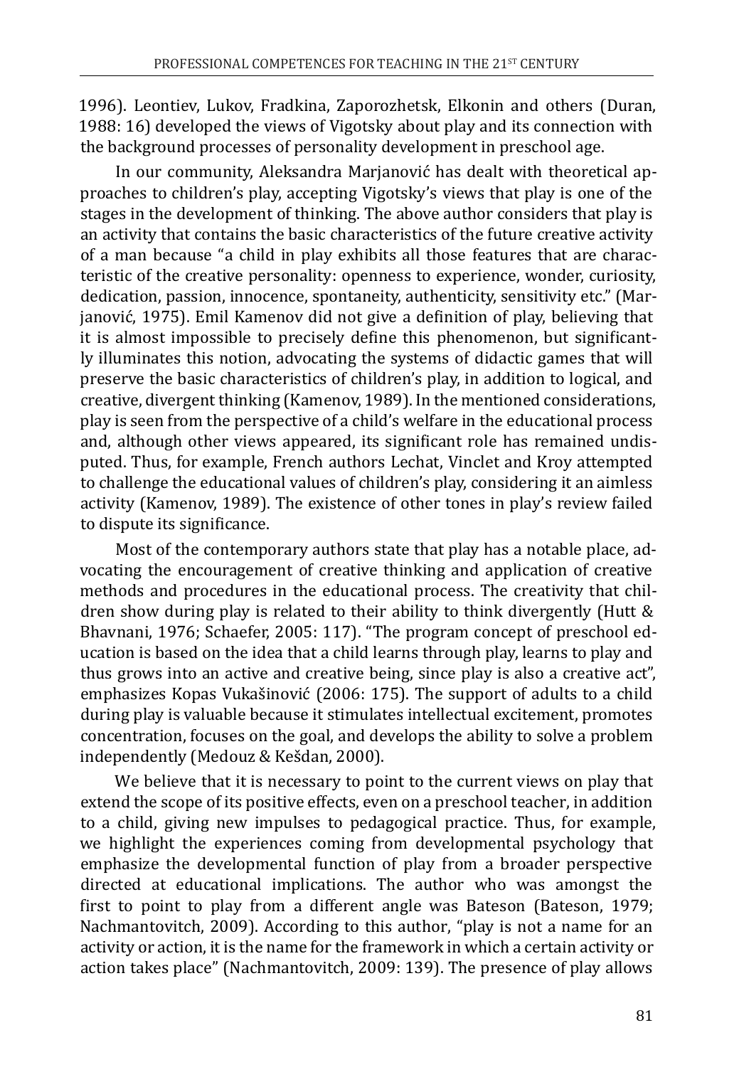1996). Leontiev, Lukov, Fradkina, Zaporozhetsk, Elkonin and others (Duran, 1988: 16) developed the views of Vigotsky about play and its connection with the background processes of personality development in preschool age.

In our community, Aleksandra Marjanović has dealt with theoretical approaches to children's play, accepting Vigotsky's views that play is one of the stages in the development of thinking. The above author considers that play is an activity that contains the basic characteristics of the future creative activity of a man because "a child in play exhibits all those features that are characteristic of the creative personality: openness to experience, wonder, curiosity, dedication, passion, innocence, spontaneity, authenticity, sensitivity etc." (Marjanović, 1975). Emil Kamenov did not give a definition of play, believing that it is almost impossible to precisely define this phenomenon, but significantly illuminates this notion, advocating the systems of didactic games that will preserve the basic characteristics of children's play, in addition to logical, and creative, divergent thinking (Kamenov, 1989). In the mentioned considerations, play is seen from the perspective of a child's welfare in the educational process and, although other views appeared, its significant role has remained undisputed. Thus, for example, French authors Lechat, Vinclet and Kroy attempted to challenge the educational values of children's play, considering it an aimless activity (Kamenov, 1989). The existence of other tones in play's review failed to dispute its significance.

Most of the contemporary authors state that play has a notable place, advocating the encouragement of creative thinking and application of creative methods and procedures in the educational process. The creativity that children show during play is related to their ability to think divergently (Hutt & Bhavnani, 1976; Schaefer, 2005: 117). "The program concept of preschool education is based on the idea that a child learns through play, learns to play and thus grows into an active and creative being, since play is also a creative act", emphasizes Kopas Vukašinović (2006: 175). The support of adults to a child during play is valuable because it stimulates intellectual excitement, promotes concentration, focuses on the goal, and develops the ability to solve a problem independently (Medouz & Kešdan, 2000).

We believe that it is necessary to point to the current views on play that extend the scope of its positive effects, even on a preschool teacher, in addition to a child, giving new impulses to pedagogical practice. Thus, for example, we highlight the experiences coming from developmental psychology that emphasize the developmental function of play from a broader perspective directed at educational implications. The author who was amongst the first to point to play from a different angle was Bateson (Bateson, 1979; Nachmantovitch, 2009). According to this author, "play is not a name for an activity or action, it is the name for the framework in which a certain activity or action takes place" (Nachmantovitch, 2009: 139). The presence of play allows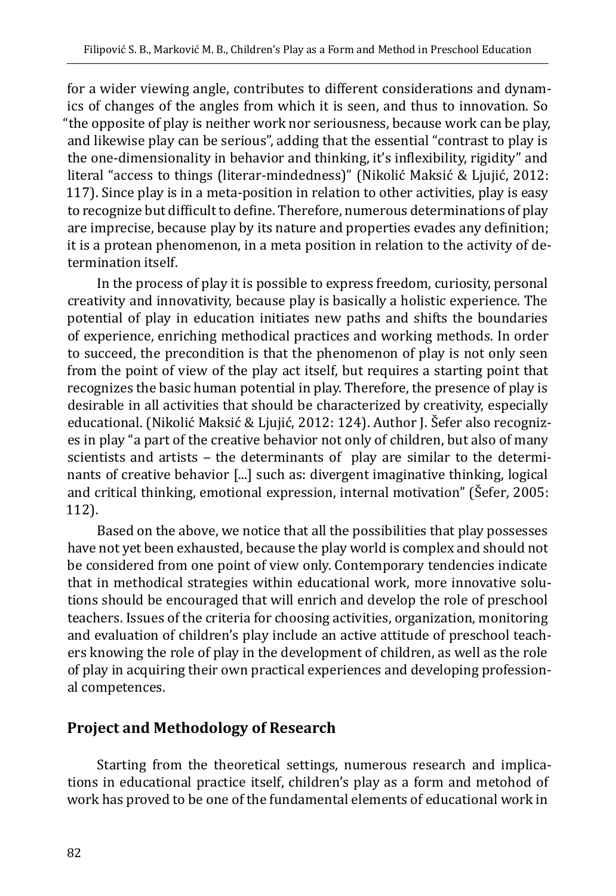for a wider viewing angle, contributes to different considerations and dynamics of changes of the angles from which it is seen, and thus to innovation. So "the opposite of play is neither work nor seriousness, because work can be play, and likewise play can be serious", adding that the essential "contrast to play is the one-dimensionality in behavior and thinking, it's inflexibility, rigidity" and literal "access to things (literar-mindedness)" (Nikolić Maksić & Ljujić, 2012: 117). Since play is in a meta-position in relation to other activities, play is easy to recognize but difficult to define. Therefore, numerous determinations of play are imprecise, because play by its nature and properties evades any definition; it is a protean phenomenon, in a meta position in relation to the activity of determination itself.

In the process of play it is possible to express freedom, curiosity, personal creativity and innovativity, because play is basically a holistic experience. The potential of play in education initiates new paths and shifts the boundaries of experience, enriching methodical practices and working methods. In order to succeed, the precondition is that the phenomenon of play is not only seen from the point of view of the play act itself, but requires a starting point that recognizes the basic human potential in play. Therefore, the presence of play is desirable in all activities that should be characterized by creativity, especially educational. (Nikolić Maksić & Ljujić, 2012: 124). Author J. Šefer also recognizes in play "a part of the creative behavior not only of children, but also of many scientists and artists – the determinants of play are similar to the determinants of creative behavior [...] such as: divergent imaginative thinking, logical and critical thinking, emotional expression, internal motivation" (Šefer, 2005: 112).

Based on the above, we notice that all the possibilities that play possesses have not yet been exhausted, because the play world is complex and should not be considered from one point of view only. Contemporary tendencies indicate that in methodical strategies within educational work, more innovative solutions should be encouraged that will enrich and develop the role of preschool teachers. Issues of the criteria for choosing activities, organization, monitoring and evaluation of children's play include an active attitude of preschool teachers knowing the role of play in the development of children, as well as the role of play in acquiring their own practical experiences and developing professional competences.

## Project and Methodology of Research

Starting from the theoretical settings, numerous research and implications in educational practice itself, children's play as a form and metohod of work has proved to be one of the fundamental elements of educational work in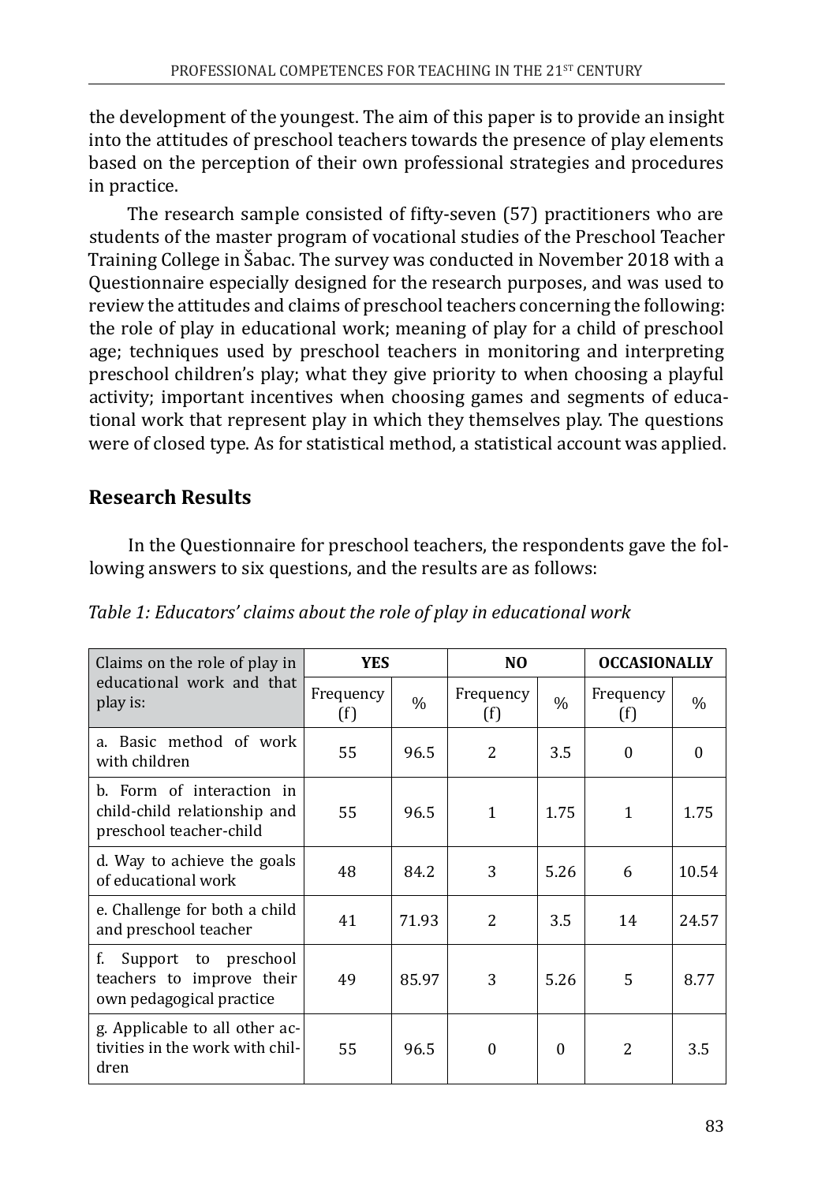the development of the youngest. The aim of this paper is to provide an insight into the attitudes of preschool teachers towards the presence of play elements based on the perception of their own professional strategies and procedures in practice.

The research sample consisted of fifty-seven (57) practitioners who are students of the master program of vocational studies of the Preschool Teacher Training College in Šabac. The survey was conducted in November 2018 with a Questionnaire especially designed for the research purposes, and was used to review the attitudes and claims of preschool teachers concerning the following: the role of play in educational work; meaning of play for a child of preschool age; techniques used by preschool teachers in monitoring and interpreting preschool children's play; what they give priority to when choosing a playful activity; important incentives when choosing games and segments of educational work that represent play in which they themselves play. The questions were of closed type. As for statistical method, a statistical account was applied.

## Research Results

In the Questionnaire for preschool teachers, the respondents gave the following answers to six questions, and the results are as follows:

*Table 1: Educators' claims about the role of play in educational work*

| Claims on the role of play in educational work and that play is: | **YES** | | **NO** | | **OCCASIONALLY** | |
|---|---|---|---|---|---|---|
| | Frequency (f) | % | Frequency (f) | % | Frequency (f) | % |
| a. Basic method of work with children | 55 | 96.5 | 2 | 3.5 | 0 | 0 |
| b. Form of interaction in child-child relationship and preschool teacher-child | 55 | 96.5 | 1 | 1.75 | 1 | 1.75 |
| d. Way to achieve the goals of educational work | 48 | 84.2 | 3 | 5.26 | 6 | 10.54 |
| e. Challenge for both a child and preschool teacher | 41 | 71.93 | 2 | 3.5 | 14 | 24.57 |
| f. Support to preschool teachers to improve their own pedagogical practice | 49 | 85.97 | 3 | 5.26 | 5 | 8.77 |
| g. Applicable to all other activities in the work with children | 55 | 96.5 | 0 | 0 | 2 | 3.5 |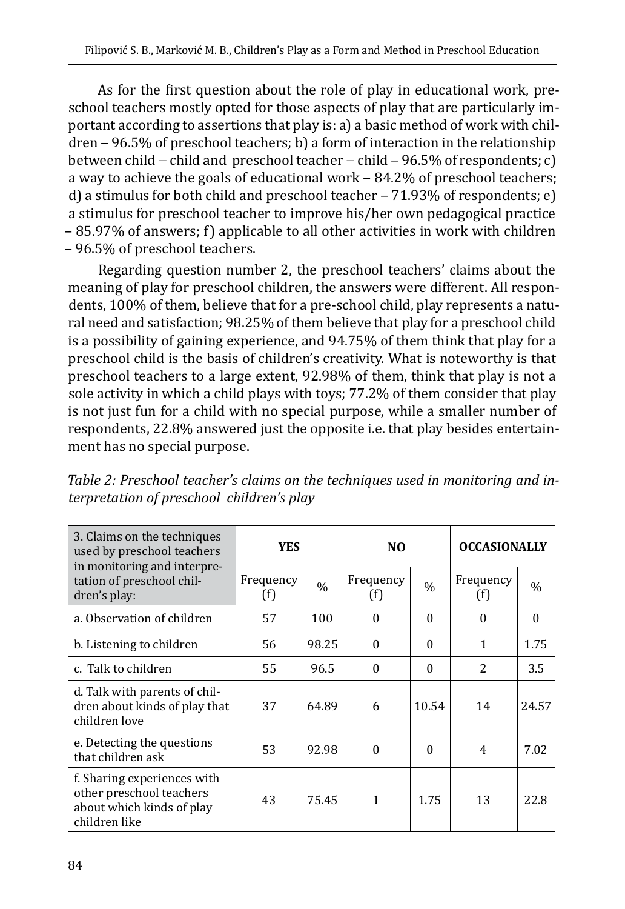As for the first question about the role of play in educational work, preschool teachers mostly opted for those aspects of play that are particularly important according to assertions that play is: a) a basic method of work with children – 96.5% of preschool teachers; b) a form of interaction in the relationship between child – child and preschool teacher – child – 96.5% of respondents; c) a way to achieve the goals of educational work – 84.2% of preschool teachers; d) a stimulus for both child and preschool teacher – 71.93% of respondents; e) a stimulus for preschool teacher to improve his/her own pedagogical practice – 85.97% of answers; f) applicable to all other activities in work with children – 96.5% of preschool teachers.

Regarding question number 2, the preschool teachers' claims about the meaning of play for preschool children, the answers were different. All respondents, 100% of them, believe that for a pre-school child, play represents a natural need and satisfaction; 98.25% of them believe that play for a preschool child is a possibility of gaining experience, and 94.75% of them think that play for a preschool child is the basis of children's creativity. What is noteworthy is that preschool teachers to a large extent, 92.98% of them, think that play is not a sole activity in which a child plays with toys; 77.2% of them consider that play is not just fun for a child with no special purpose, while a smaller number of respondents, 22.8% answered just the opposite i.e. that play besides entertainment has no special purpose.

*Table 2: Preschool teacher's claims on the techniques used in monitoring and interpretation of preschool children's play*

| 3. Claims on the techniques used by preschool teachers in monitoring and interpretation of preschool children's play: | **YES** | | **NO** | | **OCCASIONALLY** | |
|---|---|---|---|---|---|---|
| | Frequency (f) | % | Frequency (f) | % | Frequency (f) | % |
| a. Observation of children | 57 | 100 | 0 | 0 | 0 | 0 |
| b. Listening to children | 56 | 98.25 | 0 | 0 | 1 | 1.75 |
| c. Talk to children | 55 | 96.5 | 0 | 0 | 2 | 3.5 |
| d. Talk with parents of children about kinds of play that children love | 37 | 64.89 | 6 | 10.54 | 14 | 24.57 |
| e. Detecting the questions that children ask | 53 | 92.98 | 0 | 0 | 4 | 7.02 |
| f. Sharing experiences with other preschool teachers about which kinds of play children like | 43 | 75.45 | 1 | 1.75 | 13 | 22.8 |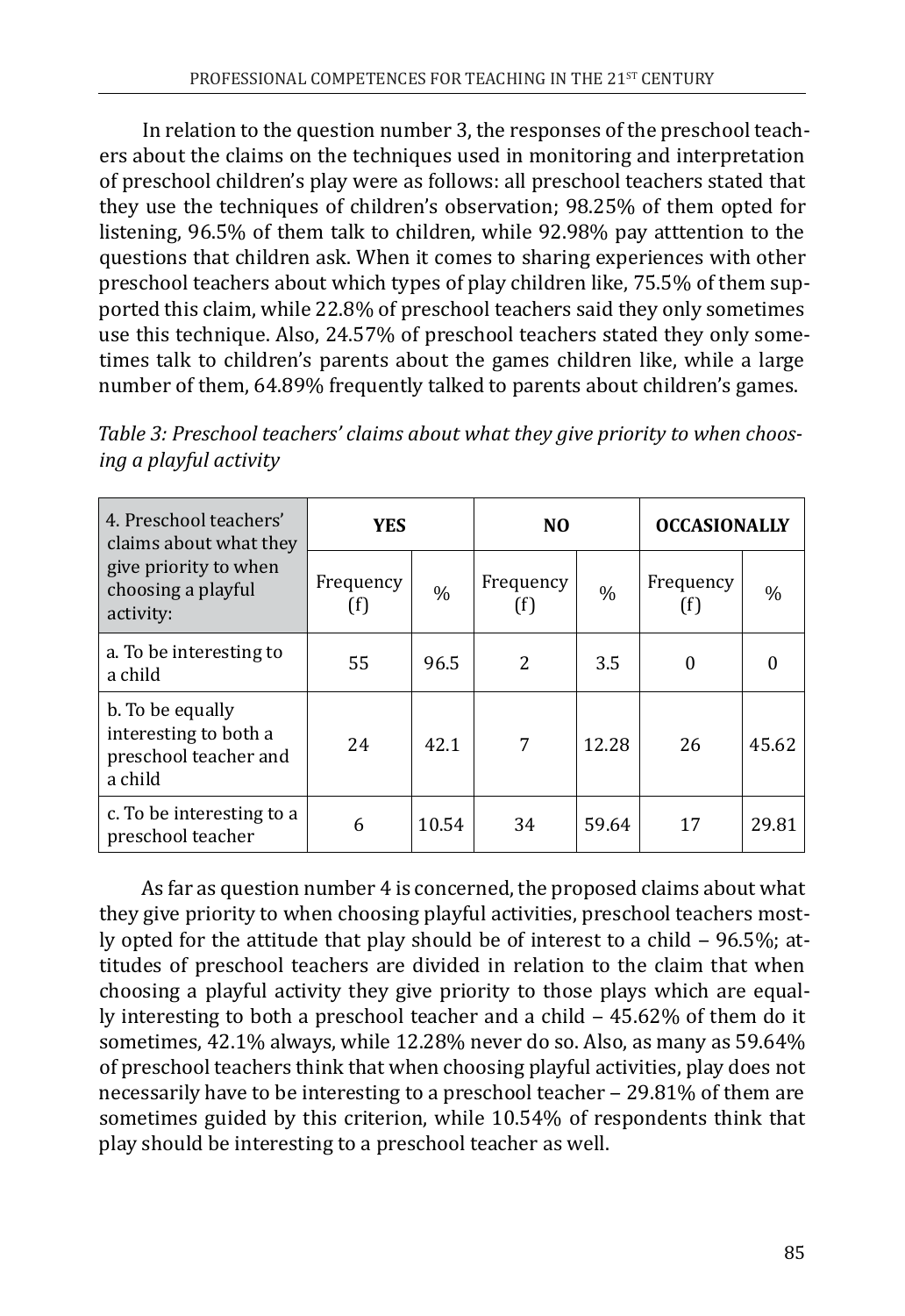In relation to the question number 3, the responses of the preschool teachers about the claims on the techniques used in monitoring and interpretation of preschool children's play were as follows: all preschool teachers stated that they use the techniques of children's observation; 98.25% of them opted for listening, 96.5% of them talk to children, while 92.98% pay atttention to the questions that children ask. When it comes to sharing experiences with other preschool teachers about which types of play children like, 75.5% of them supported this claim, while 22.8% of preschool teachers said they only sometimes use this technique. Also, 24.57% of preschool teachers stated they only sometimes talk to children's parents about the games children like, while a large number of them, 64.89% frequently talked to parents about children's games.

*Table 3: Preschool teachers' claims about what they give priority to when choosing a playful activity*

| 4. Preschool teachers' claims about what they give priority to when choosing a playful activity: | YES | | NO | | OCCASIONALLY | |
|---|---|---|---|---|---|---|
| | Frequency (f) | % | Frequency (f) | % | Frequency (f) | % |
| a. To be interesting to a child | 55 | 96.5 | 2 | 3.5 | 0 | 0 |
| b. To be equally interesting to both a preschool teacher and a child | 24 | 42.1 | 7 | 12.28 | 26 | 45.62 |
| c. To be interesting to a preschool teacher | 6 | 10.54 | 34 | 59.64 | 17 | 29.81 |

As far as question number 4 is concerned, the proposed claims about what they give priority to when choosing playful activities, preschool teachers mostly opted for the attitude that play should be of interest to a child – 96.5%; attitudes of preschool teachers are divided in relation to the claim that when choosing a playful activity they give priority to those plays which are equally interesting to both a preschool teacher and a child – 45.62% of them do it sometimes, 42.1% always, while 12.28% never do so. Also, as many as 59.64% of preschool teachers think that when choosing playful activities, play does not necessarily have to be interesting to a preschool teacher – 29.81% of them are sometimes guided by this criterion, while 10.54% of respondents think that play should be interesting to a preschool teacher as well.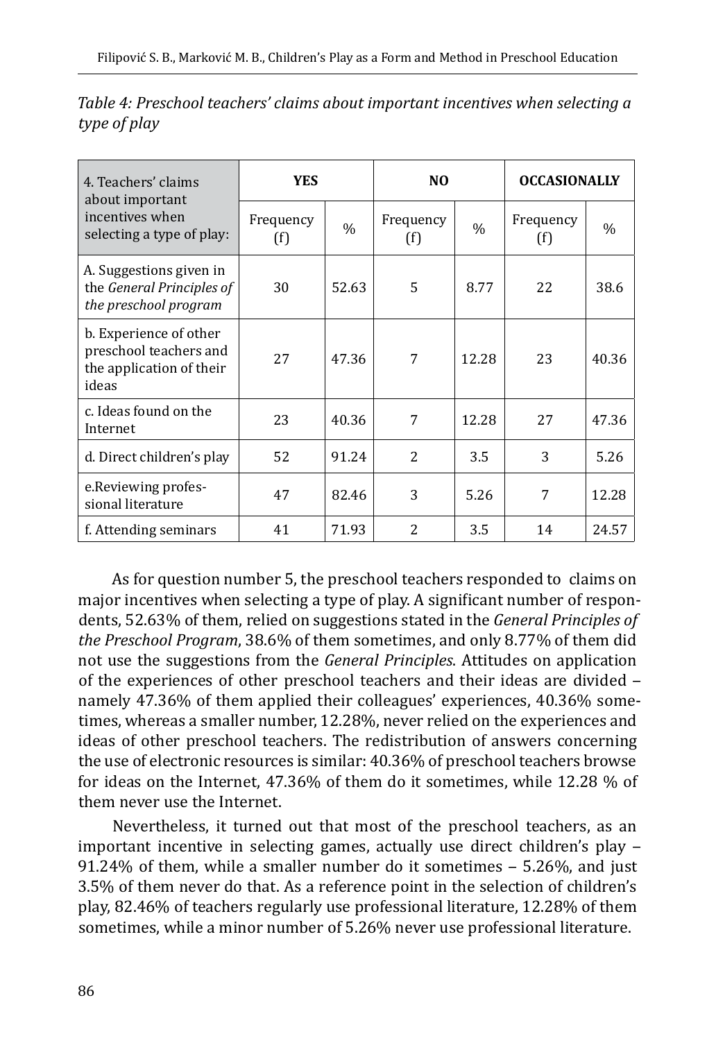*Table 4: Preschool teachers' claims about important incentives when selecting a type of play*

| 4. Teachers' claims about important incentives when selecting a type of play: | **YES** | | **NO** | | **OCCASIONALLY** | |
|---|---|---|---|---|---|---|
| | Frequency (f) | % | Frequency (f) | % | Frequency (f) | % |
| A. Suggestions given in the *General Principles of the preschool program* | 30 | 52.63 | 5 | 8.77 | 22 | 38.6 |
| b. Experience of other preschool teachers and the application of their ideas | 27 | 47.36 | 7 | 12.28 | 23 | 40.36 |
| c. Ideas found on the Internet | 23 | 40.36 | 7 | 12.28 | 27 | 47.36 |
| d. Direct children's play | 52 | 91.24 | 2 | 3.5 | 3 | 5.26 |
| e.Reviewing professional literature | 47 | 82.46 | 3 | 5.26 | 7 | 12.28 |
| f. Attending seminars | 41 | 71.93 | 2 | 3.5 | 14 | 24.57 |

As for question number 5, the preschool teachers responded to claims on major incentives when selecting a type of play. A significant number of respondents, 52.63% of them, relied on suggestions stated in the *General Principles of the Preschool Program*, 38.6% of them sometimes, and only 8.77% of them did not use the suggestions from the *General Principles*. Attitudes on application of the experiences of other preschool teachers and their ideas are divided – namely 47.36% of them applied their colleagues' experiences, 40.36% sometimes, whereas a smaller number, 12.28%, never relied on the experiences and ideas of other preschool teachers. The redistribution of answers concerning the use of electronic resources is similar: 40.36% of preschool teachers browse for ideas on the Internet, 47.36% of them do it sometimes, while 12.28 % of them never use the Internet.

Nevertheless, it turned out that most of the preschool teachers, as an important incentive in selecting games, actually use direct children's play – 91.24% of them, while a smaller number do it sometimes – 5.26%, and just 3.5% of them never do that. As a reference point in the selection of children's play, 82.46% of teachers regularly use professional literature, 12.28% of them sometimes, while a minor number of 5.26% never use professional literature.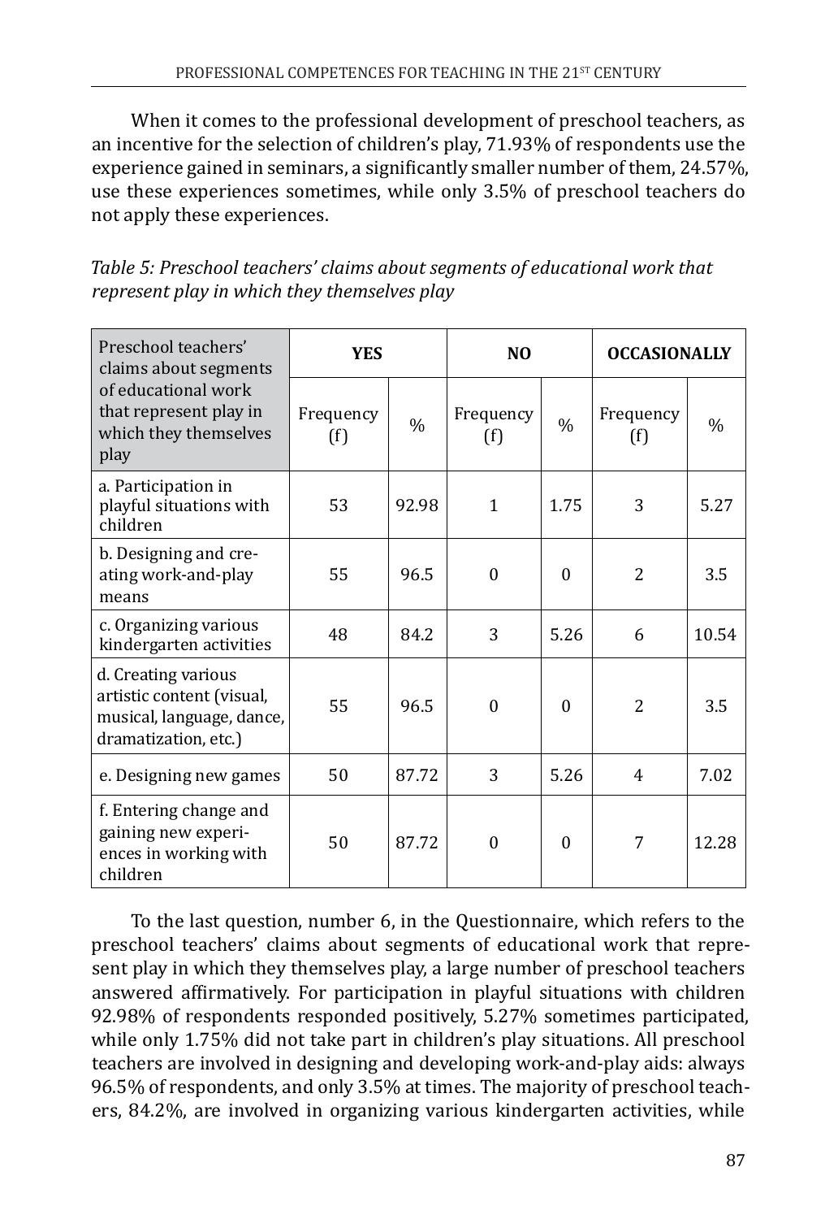When it comes to the professional development of preschool teachers, as an incentive for the selection of children's play, 71.93% of respondents use the experience gained in seminars, a significantly smaller number of them, 24.57%, use these experiences sometimes, while only 3.5% of preschool teachers do not apply these experiences.

*Table 5: Preschool teachers' claims about segments of educational work that represent play in which they themselves play*

| Preschool teachers' claims about segments of educational work that represent play in which they themselves play | **YES** | | **NO** | | **OCCASIONALLY** | |
|---|---|---|---|---|---|---|
| | Frequency (f) | % | Frequency (f) | % | Frequency (f) | % |
| a. Participation in playful situations with children | 53 | 92.98 | 1 | 1.75 | 3 | 5.27 |
| b. Designing and creating work-and-play means | 55 | 96.5 | 0 | 0 | 2 | 3.5 |
| c. Organizing various kindergarten activities | 48 | 84.2 | 3 | 5.26 | 6 | 10.54 |
| d. Creating various artistic content (visual, musical, language, dance, dramatization, etc.) | 55 | 96.5 | 0 | 0 | 2 | 3.5 |
| e. Designing new games | 50 | 87.72 | 3 | 5.26 | 4 | 7.02 |
| f. Entering change and gaining new experiences in working with children | 50 | 87.72 | 0 | 0 | 7 | 12.28 |

To the last question, number 6, in the Questionnaire, which refers to the preschool teachers' claims about segments of educational work that represent play in which they themselves play, a large number of preschool teachers answered affirmatively. For participation in playful situations with children 92.98% of respondents responded positively, 5.27% sometimes participated, while only 1.75% did not take part in children's play situations. All preschool teachers are involved in designing and developing work-and-play aids: always 96.5% of respondents, and only 3.5% at times. The majority of preschool teachers, 84.2%, are involved in organizing various kindergarten activities, while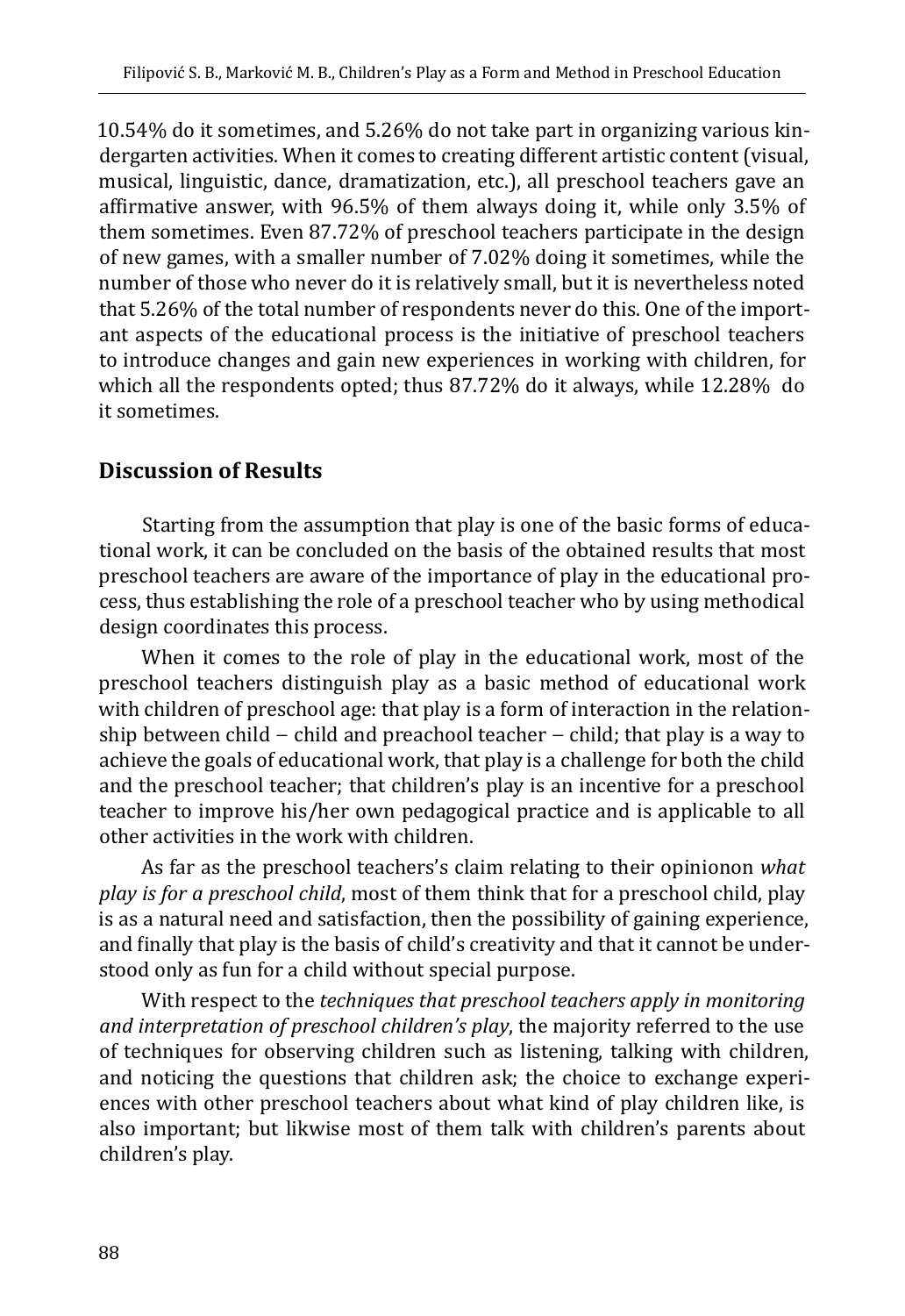10.54% do it sometimes, and 5.26% do not take part in organizing various kindergarten activities. When it comes to creating different artistic content (visual, musical, linguistic, dance, dramatization, etc.), all preschool teachers gave an affirmative answer, with 96.5% of them always doing it, while only 3.5% of them sometimes. Even 87.72% of preschool teachers participate in the design of new games, with a smaller number of 7.02% doing it sometimes, while the number of those who never do it is relatively small, but it is nevertheless noted that 5.26% of the total number of respondents never do this. One of the important aspects of the educational process is the initiative of preschool teachers to introduce changes and gain new experiences in working with children, for which all the respondents opted; thus 87.72% do it always, while 12.28% do it sometimes.

## Discussion of Results

Starting from the assumption that play is one of the basic forms of educational work, it can be concluded on the basis of the obtained results that most preschool teachers are aware of the importance of play in the educational process, thus establishing the role of a preschool teacher who by using methodical design coordinates this process.

When it comes to the role of play in the educational work, most of the preschool teachers distinguish play as a basic method of educational work with children of preschool age: that play is a form of interaction in the relationship between child – child and preachool teacher – child; that play is a way to achieve the goals of educational work, that play is a challenge for both the child and the preschool teacher; that children's play is an incentive for a preschool teacher to improve his/her own pedagogical practice and is applicable to all other activities in the work with children.

As far as the preschool teachers's claim relating to their opinionon *what play is for a preschool child*, most of them think that for a preschool child, play is as a natural need and satisfaction, then the possibility of gaining experience, and finally that play is the basis of child's creativity and that it cannot be understood only as fun for a child without special purpose.

With respect to the *techniques that preschool teachers apply in monitoring and interpretation of preschool children's play*, the majority referred to the use of techniques for observing children such as listening, talking with children, and noticing the questions that children ask; the choice to exchange experiences with other preschool teachers about what kind of play children like, is also important; but likwise most of them talk with children's parents about children's play.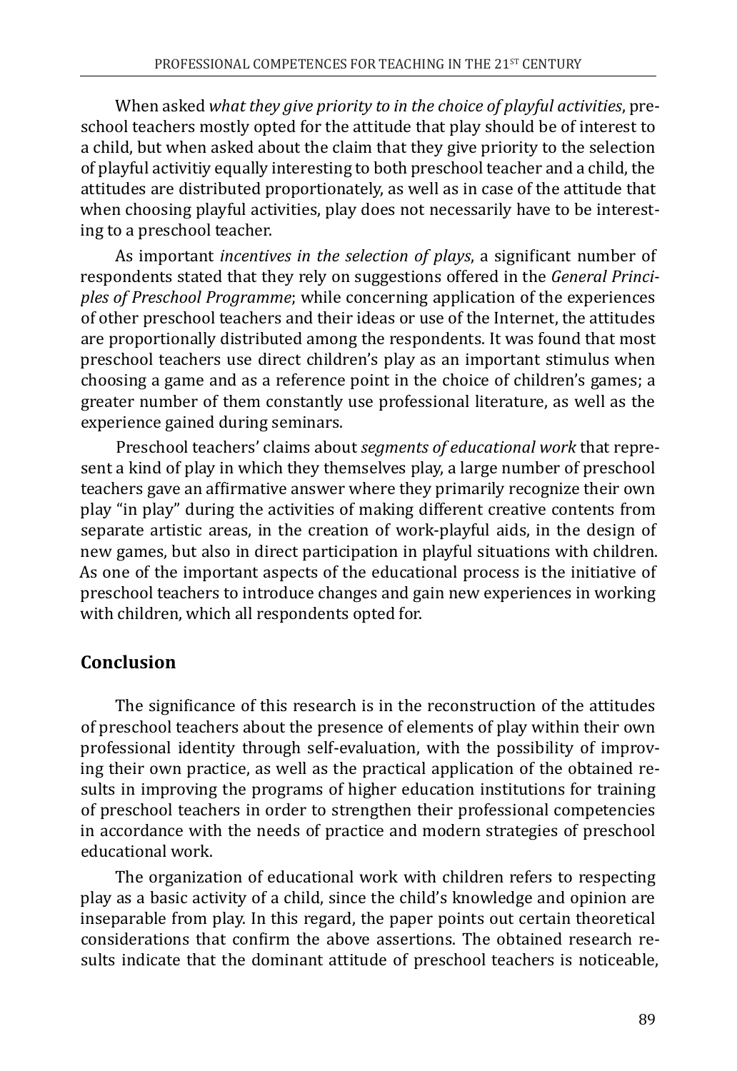When asked *what they give priority to in the choice of playful activities*, preschool teachers mostly opted for the attitude that play should be of interest to a child, but when asked about the claim that they give priority to the selection of playful activitiy equally interesting to both preschool teacher and a child, the attitudes are distributed proportionately, as well as in case of the attitude that when choosing playful activities, play does not necessarily have to be interesting to a preschool teacher.

As important *incentives in the selection of plays*, a significant number of respondents stated that they rely on suggestions offered in the *General Principles of Preschool Programme*; while concerning application of the experiences of other preschool teachers and their ideas or use of the Internet, the attitudes are proportionally distributed among the respondents. It was found that most preschool teachers use direct children's play as an important stimulus when choosing a game and as a reference point in the choice of children's games; a greater number of them constantly use professional literature, as well as the experience gained during seminars.

Preschool teachers' claims about *segments of educational work* that represent a kind of play in which they themselves play, a large number of preschool teachers gave an affirmative answer where they primarily recognize their own play "in play" during the activities of making different creative contents from separate artistic areas, in the creation of work-playful aids, in the design of new games, but also in direct participation in playful situations with children. As one of the important aspects of the educational process is the initiative of preschool teachers to introduce changes and gain new experiences in working with children, which all respondents opted for.

## Conclusion

The significance of this research is in the reconstruction of the attitudes of preschool teachers about the presence of elements of play within their own professional identity through self-evaluation, with the possibility of improving their own practice, as well as the practical application of the obtained results in improving the programs of higher education institutions for training of preschool teachers in order to strengthen their professional competencies in accordance with the needs of practice and modern strategies of preschool educational work.

The organization of educational work with children refers to respecting play as a basic activity of a child, since the child's knowledge and opinion are inseparable from play. In this regard, the paper points out certain theoretical considerations that confirm the above assertions. The obtained research results indicate that the dominant attitude of preschool teachers is noticeable,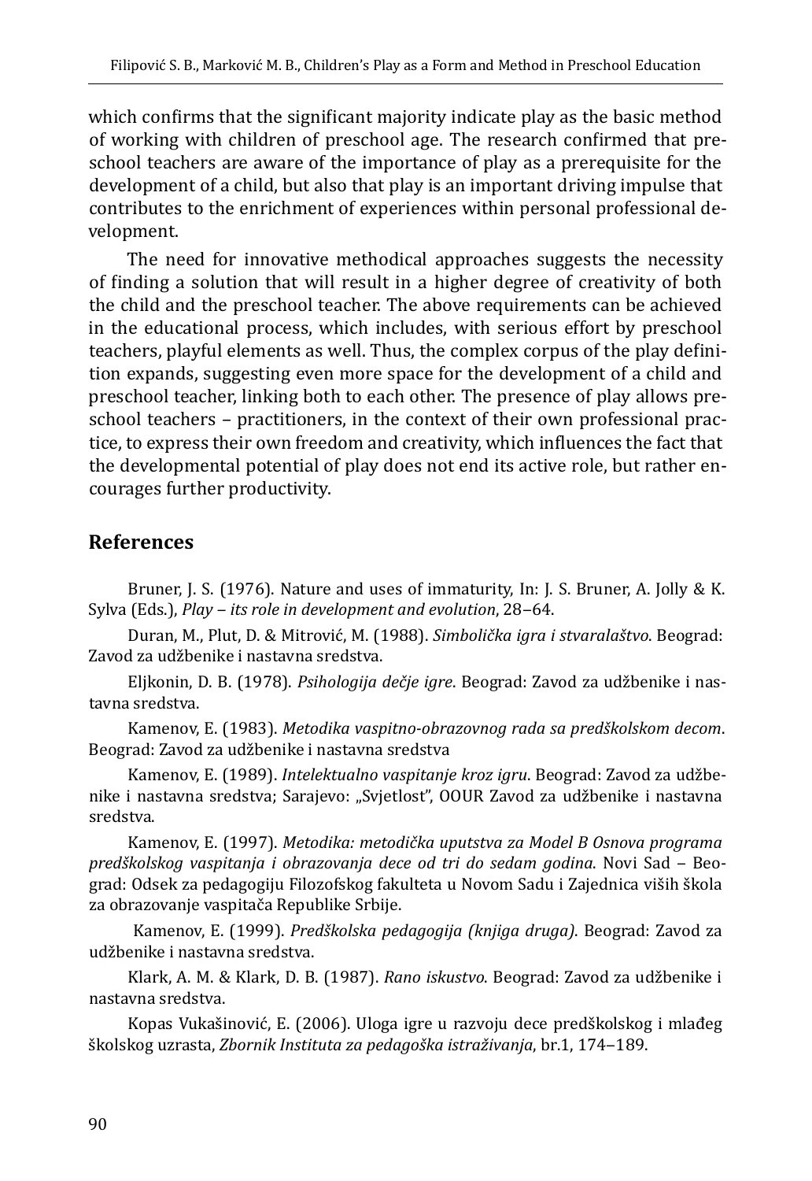which confirms that the significant majority indicate play as the basic method of working with children of preschool age. The research confirmed that preschool teachers are aware of the importance of play as a prerequisite for the development of a child, but also that play is an important driving impulse that contributes to the enrichment of experiences within personal professional development.

The need for innovative methodical approaches suggests the necessity of finding a solution that will result in a higher degree of creativity of both the child and the preschool teacher. The above requirements can be achieved in the educational process, which includes, with serious effort by preschool teachers, playful elements as well. Thus, the complex corpus of the play definition expands, suggesting even more space for the development of a child and preschool teacher, linking both to each other. The presence of play allows preschool teachers – practitioners, in the context of their own professional practice, to express their own freedom and creativity, which influences the fact that the developmental potential of play does not end its active role, but rather encourages further productivity.

## References

Bruner, J. S. (1976). Nature and uses of immaturity, In: J. S. Bruner, A. Jolly & K. Sylva (Eds.), *Play – its role in development and evolution*, 28–64.

Duran, M., Plut, D. & Mitrović, M. (1988). *Simbolička igra i stvaralaštvo*. Beograd: Zavod za udžbenike i nastavna sredstva.

Eljkonin, D. B. (1978). *Psihologija dečje igre*. Beograd: Zavod za udžbenike i nastavna sredstva.

Kamenov, E. (1983). *Metodika vaspitno-obrazovnog rada sa predškolskom decom*. Beograd: Zavod za udžbenike i nastavna sredstva

Kamenov, E. (1989). *Intelektualno vaspitanje kroz igru*. Beograd: Zavod za udžbenike i nastavna sredstva; Sarajevo: „Svjetlost", OOUR Zavod za udžbenike i nastavna sredstva.

Kamenov, E. (1997). *Metodika: metodička uputstva za Model B Osnova programa predškolskog vaspitanja i obrazovanja dece od tri do sedam godina*. Novi Sad – Beograd: Odsek za pedagogiju Filozofskog fakulteta u Novom Sadu i Zajednica viših škola za obrazovanje vaspitača Republike Srbije.

Kamenov, E. (1999). *Predškolska pedagogija (knjiga druga)*. Beograd: Zavod za udžbenike i nastavna sredstva.

Klark, A. M. & Klark, D. B. (1987). *Rano iskustvo*. Beograd: Zavod za udžbenike i nastavna sredstva.

Kopas Vukašinović, E. (2006). Uloga igre u razvoju dece predškolskog i mlađeg školskog uzrasta, *Zbornik Instituta za pedagoška istraživanja*, br.1, 174–189.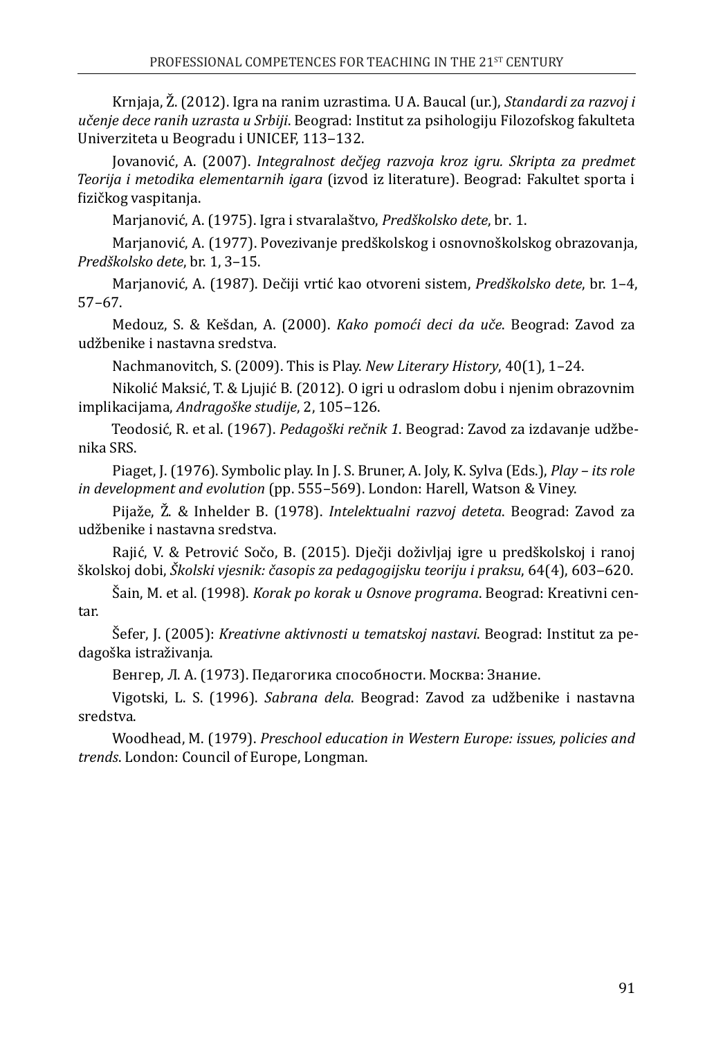Krnjaja, Ž. (2012). Igra na ranim uzrastima. U A. Baucal (ur.), *Standardi za razvoj i učenje dece ranih uzrasta u Srbiji*. Beograd: Institut za psihologiju Filozofskog fakulteta Univerziteta u Beogradu i UNICEF, 113–132.

Jovanović, A. (2007). *Integralnost dečjeg razvoja kroz igru. Skripta za predmet Teorija i metodika elementarnih igara* (izvod iz literature). Beograd: Fakultet sporta i fizičkog vaspitanja.

Marjanović, A. (1975). Igra i stvaralaštvo, *Predškolsko dete*, br. 1.

Marjanović, A. (1977). Povezivanje predškolskog i osnovnoškolskog obrazovanja, *Predškolsko dete*, br. 1, 3–15.

Marjanović, A. (1987). Dečiji vrtić kao otvoreni sistem, *Predškolsko dete*, br. 1–4, 57–67.

Medouz, S. & Kešdan, A. (2000). *Kako pomoći deci da uče*. Beograd: Zavod za udžbenike i nastavna sredstva.

Nachmanovitch, S. (2009). This is Play. *New Literary History*, 40(1), 1–24.

Nikolić Maksić, T. & Ljujić B. (2012). O igri u odraslom dobu i njenim obrazovnim implikacijama, *Andragoške studije*, 2, 105–126.

Teodosić, R. et al. (1967). *Pedagoški rečnik 1*. Beograd: Zavod za izdavanje udžbenika SRS.

Piaget, J. (1976). Symbolic play. In J. S. Bruner, A. Joly, K. Sylva (Eds.), *Play – its role in development and evolution* (pp. 555–569). London: Harell, Watson & Viney.

Pijaže, Ž. & Inhelder B. (1978). *Intelektualni razvoj deteta*. Beograd: Zavod za udžbenike i nastavna sredstva.

Rajić, V. & Petrović Sočo, B. (2015). Dječji doživljaj igre u predškolskoj i ranoj školskoj dobi, *Školski vjesnik: časopis za pedagogijsku teoriju i praksu*, 64(4), 603–620.

Šain, M. et al. (1998). *Korak po korak u Osnove programa*. Beograd: Kreativni centar.

Šefer, J. (2005): *Kreativne aktivnosti u tematskoj nastavi*. Beograd: Institut za pedagoška istraživanja.

Венгер, Л. А. (1973). Педагогика способности. Москва: Знание.

Vigotski, L. S. (1996). *Sabrana dela*. Beograd: Zavod za udžbenike i nastavna sredstva.

Woodhead, M. (1979). *Preschool education in Western Europe: issues, policies and trends*. London: Council of Europe, Longman.